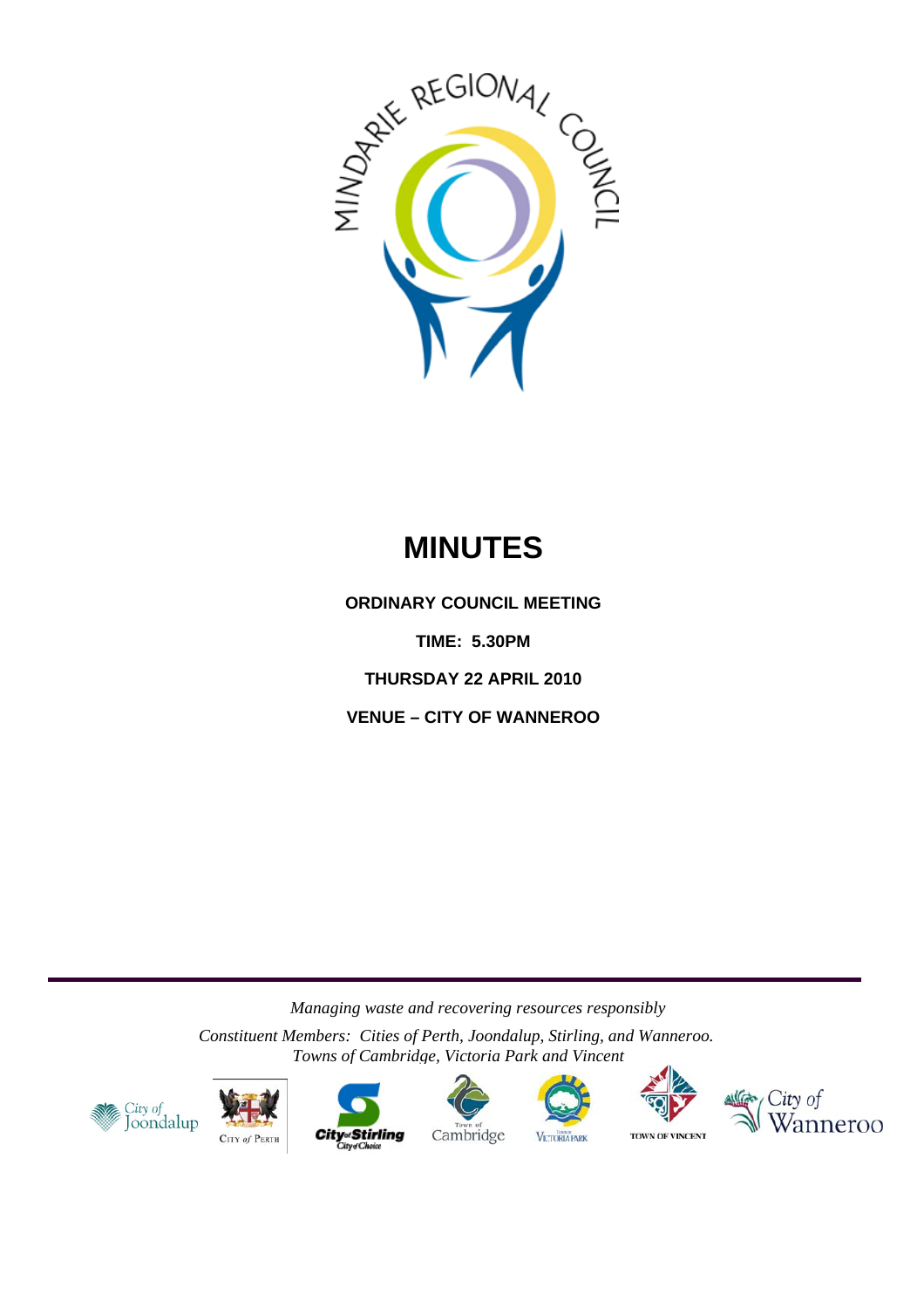MINDARIE REGIONAL COUNCIL

# MINUTES

**ORDINARY COUNCIL MEETING**

**TIME: 5.30PM**

**THURSDAY 22 APRIL 2010**

**VENUE – CITY OF WANNEROO**

*Managing waste and recovering resources responsibly*

*Constituent Members: Cities of Perth, Joondalup, Stirling, and Wanneroo. Towns of Cambridge, Victoria Park and Vincent*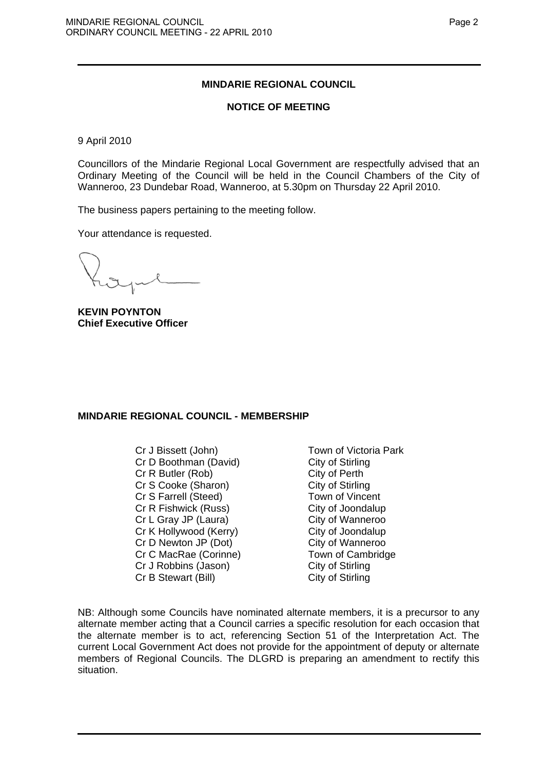## MINDARIE REGIONAL COUNCIL

### NOTICE OF MEETING

9 April 2010

Councillors of the Mindarie Regional Local Government are respectfully advised that an Ordinary Meeting of the Council will be held in the Council Chambers of the City of Wanneroo, 23 Dundebar Road, Wanneroo, at 5.30pm on Thursday 22 April 2010.

The business papers pertaining to the meeting follow.

Your attendance is requested.

**KEVIN POYNTON**
**Chief Executive Officer**

### MINDARIE REGIONAL COUNCIL - MEMBERSHIP

| | |
|---|---|
| Cr J Bissett (John) | Town of Victoria Park |
| Cr D Boothman (David) | City of Stirling |
| Cr R Butler (Rob) | City of Perth |
| Cr S Cooke (Sharon) | City of Stirling |
| Cr S Farrell (Steed) | Town of Vincent |
| Cr R Fishwick (Russ) | City of Joondalup |
| Cr L Gray JP (Laura) | City of Wanneroo |
| Cr K Hollywood (Kerry) | City of Joondalup |
| Cr D Newton JP (Dot) | City of Wanneroo |
| Cr C MacRae (Corinne) | Town of Cambridge |
| Cr J Robbins (Jason) | City of Stirling |
| Cr B Stewart (Bill) | City of Stirling |

NB: Although some Councils have nominated alternate members, it is a precursor to any alternate member acting that a Council carries a specific resolution for each occasion that the alternate member is to act, referencing Section 51 of the Interpretation Act. The current Local Government Act does not provide for the appointment of deputy or alternate members of Regional Councils. The DLGRD is preparing an amendment to rectify this situation.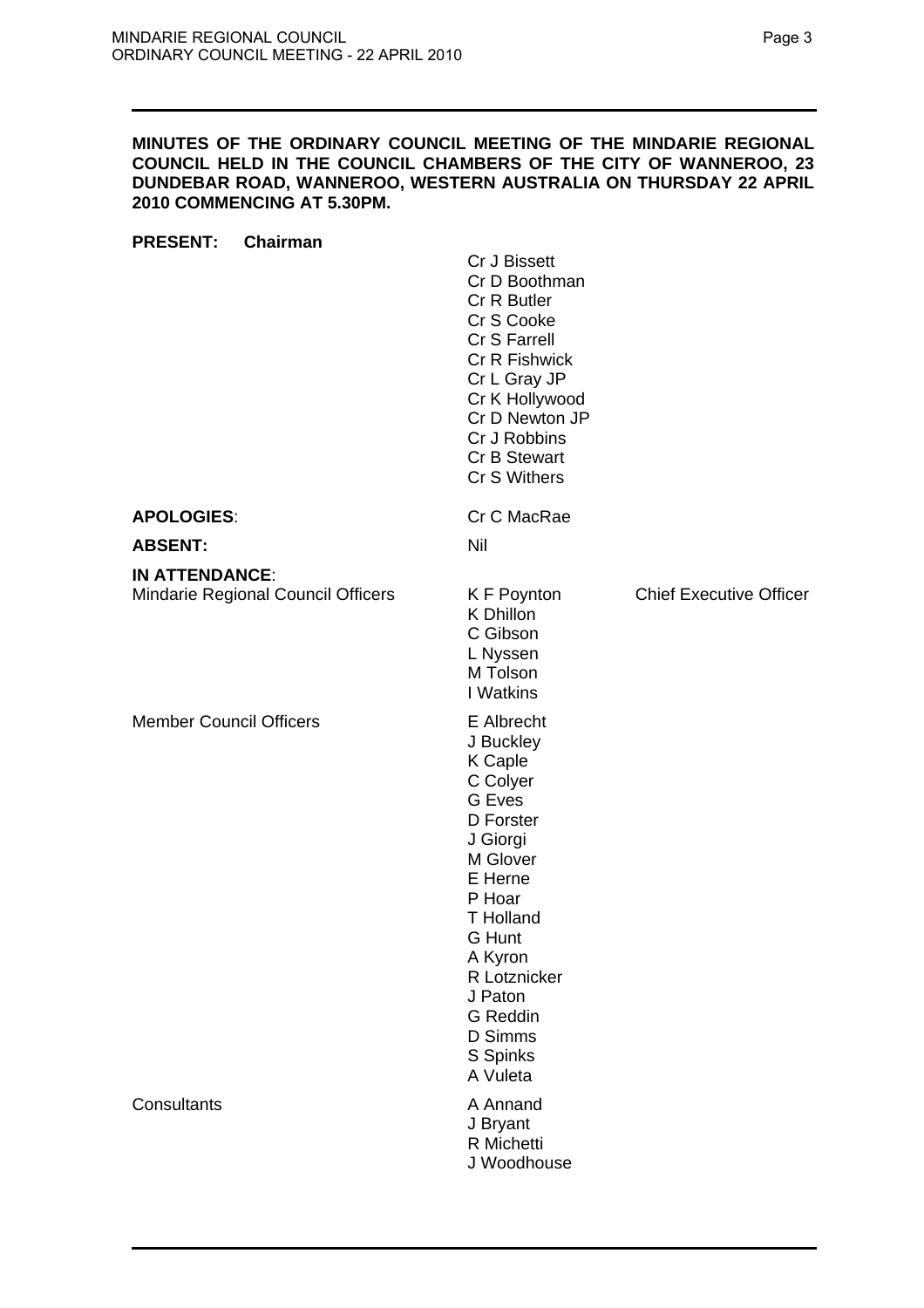**MINUTES OF THE ORDINARY COUNCIL MEETING OF THE MINDARIE REGIONAL COUNCIL HELD IN THE COUNCIL CHAMBERS OF THE CITY OF WANNEROO, 23 DUNDEBAR ROAD, WANNEROO, WESTERN AUSTRALIA ON THURSDAY 22 APRIL 2010 COMMENCING AT 5.30PM.**

**PRESENT: Chairman**

Cr J Bissett
Cr D Boothman
Cr R Butler
Cr S Cooke
Cr S Farrell
Cr R Fishwick
Cr L Gray JP
Cr K Hollywood
Cr D Newton JP
Cr J Robbins
Cr B Stewart
Cr S Withers

**APOLOGIES**: Cr C MacRae

**ABSENT:** Nil

**IN ATTENDANCE**:

Mindarie Regional Council Officers

K F Poynton — Chief Executive Officer
K Dhillon
C Gibson
L Nyssen
M Tolson
I Watkins

Member Council Officers

E Albrecht
J Buckley
K Caple
C Colyer
G Eves
D Forster
J Giorgi
M Glover
E Herne
P Hoar
T Holland
G Hunt
A Kyron
R Lotznicker
J Paton
G Reddin
D Simms
S Spinks
A Vuleta

Consultants

A Annand
J Bryant
R Michetti
J Woodhouse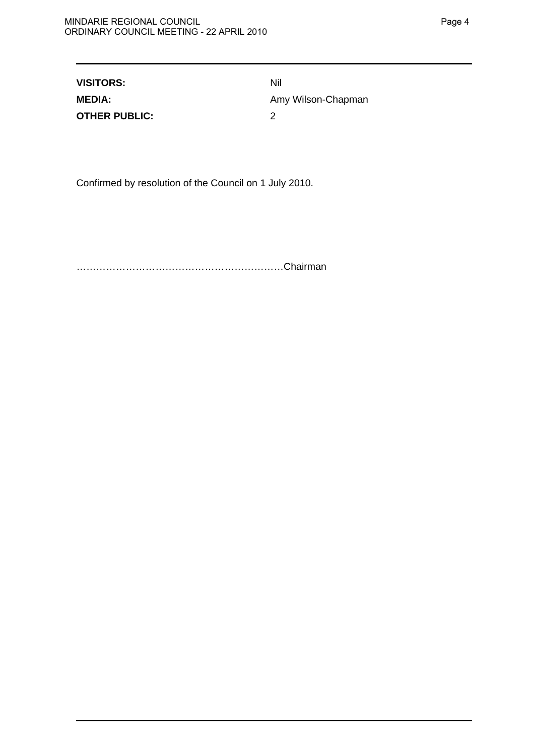| | |
|---|---|
| **VISITORS:** | Nil |
| **MEDIA:** | Amy Wilson-Chapman |
| **OTHER PUBLIC:** | 2 |

Confirmed by resolution of the Council on 1 July 2010.

………………………………………………………Chairman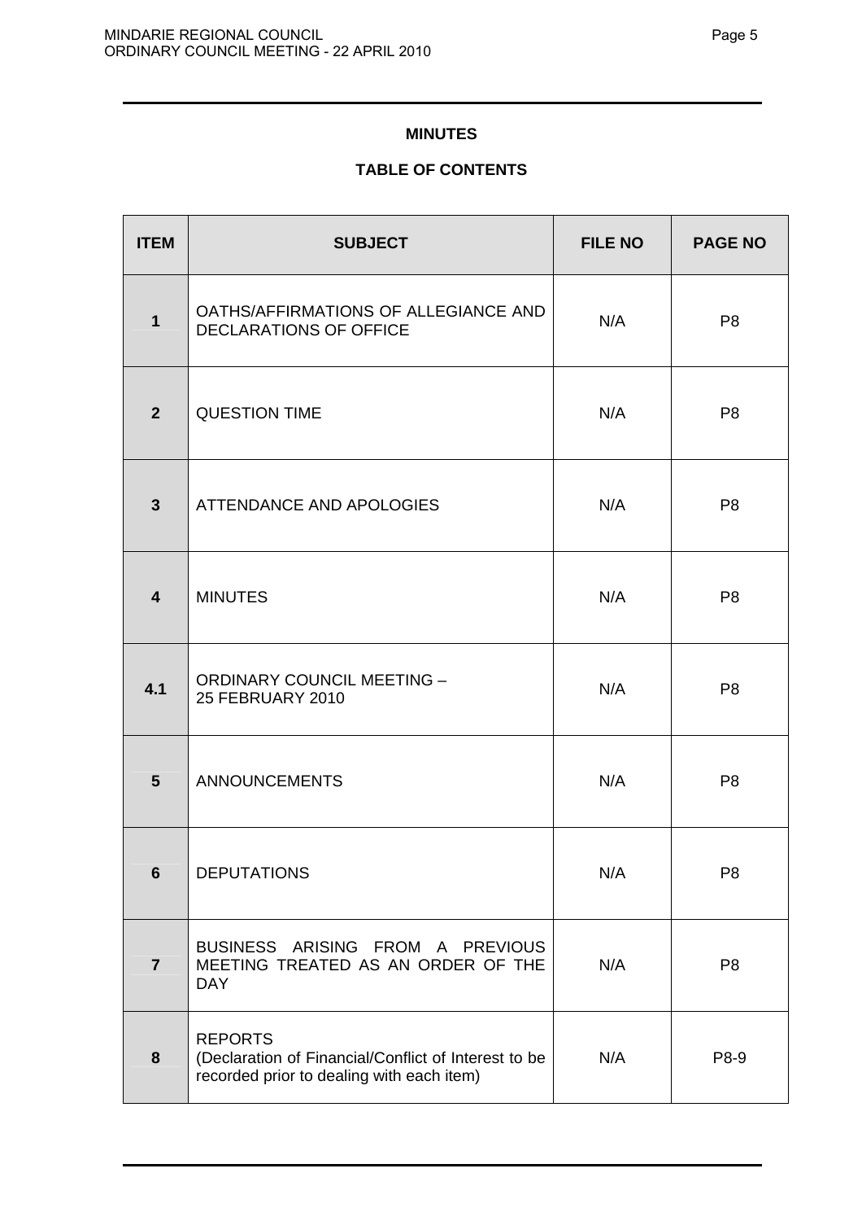# MINUTES

## TABLE OF CONTENTS

| ITEM | SUBJECT | FILE NO | PAGE NO |
|---|---|---|---|
| **1** | OATHS/AFFIRMATIONS OF ALLEGIANCE AND DECLARATIONS OF OFFICE | N/A | P8 |
| **2** | QUESTION TIME | N/A | P8 |
| **3** | ATTENDANCE AND APOLOGIES | N/A | P8 |
| **4** | MINUTES | N/A | P8 |
| **4.1** | ORDINARY COUNCIL MEETING – 25 FEBRUARY 2010 | N/A | P8 |
| **5** | ANNOUNCEMENTS | N/A | P8 |
| **6** | DEPUTATIONS | N/A | P8 |
| **7** | BUSINESS ARISING FROM A PREVIOUS MEETING TREATED AS AN ORDER OF THE DAY | N/A | P8 |
| **8** | REPORTS (Declaration of Financial/Conflict of Interest to be recorded prior to dealing with each item) | N/A | P8-9 |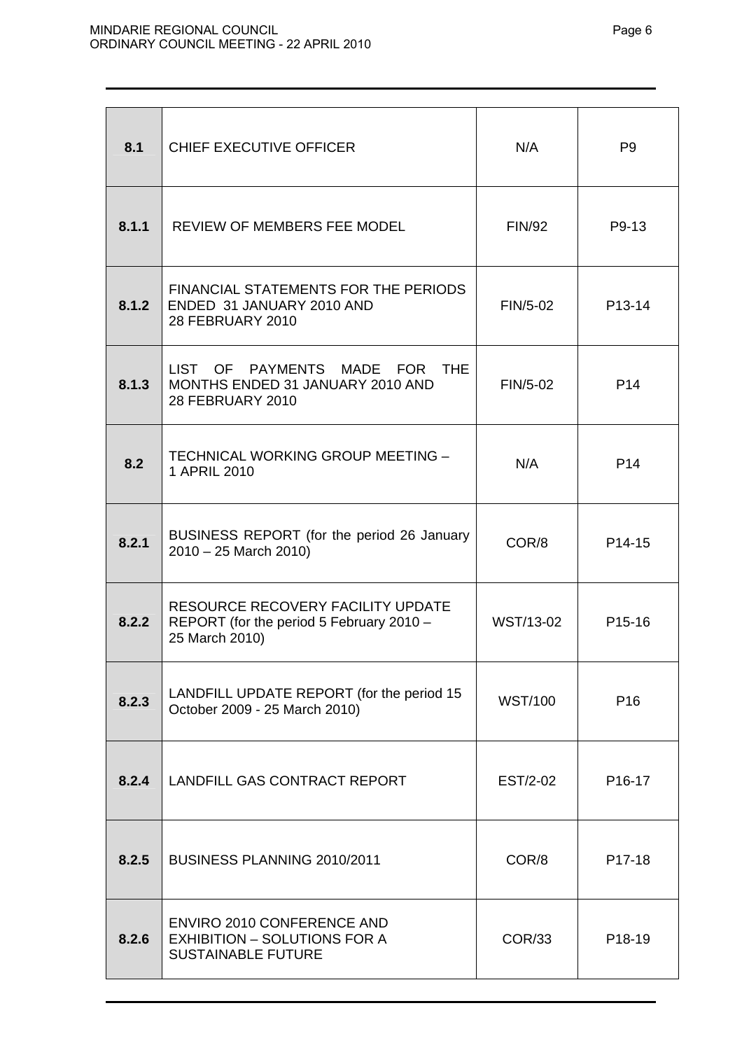| 8.1 | CHIEF EXECUTIVE OFFICER | N/A | P9 |
|---|---|---|---|
| 8.1.1 | REVIEW OF MEMBERS FEE MODEL | FIN/92 | P9-13 |
| 8.1.2 | FINANCIAL STATEMENTS FOR THE PERIODS ENDED 31 JANUARY 2010 AND 28 FEBRUARY 2010 | FIN/5-02 | P13-14 |
| 8.1.3 | LIST OF PAYMENTS MADE FOR THE MONTHS ENDED 31 JANUARY 2010 AND 28 FEBRUARY 2010 | FIN/5-02 | P14 |
| 8.2 | TECHNICAL WORKING GROUP MEETING – 1 APRIL 2010 | N/A | P14 |
| 8.2.1 | BUSINESS REPORT (for the period 26 January 2010 – 25 March 2010) | COR/8 | P14-15 |
| 8.2.2 | RESOURCE RECOVERY FACILITY UPDATE REPORT (for the period 5 February 2010 – 25 March 2010) | WST/13-02 | P15-16 |
| 8.2.3 | LANDFILL UPDATE REPORT (for the period 15 October 2009 - 25 March 2010) | WST/100 | P16 |
| 8.2.4 | LANDFILL GAS CONTRACT REPORT | EST/2-02 | P16-17 |
| 8.2.5 | BUSINESS PLANNING 2010/2011 | COR/8 | P17-18 |
| 8.2.6 | ENVIRO 2010 CONFERENCE AND EXHIBITION – SOLUTIONS FOR A SUSTAINABLE FUTURE | COR/33 | P18-19 |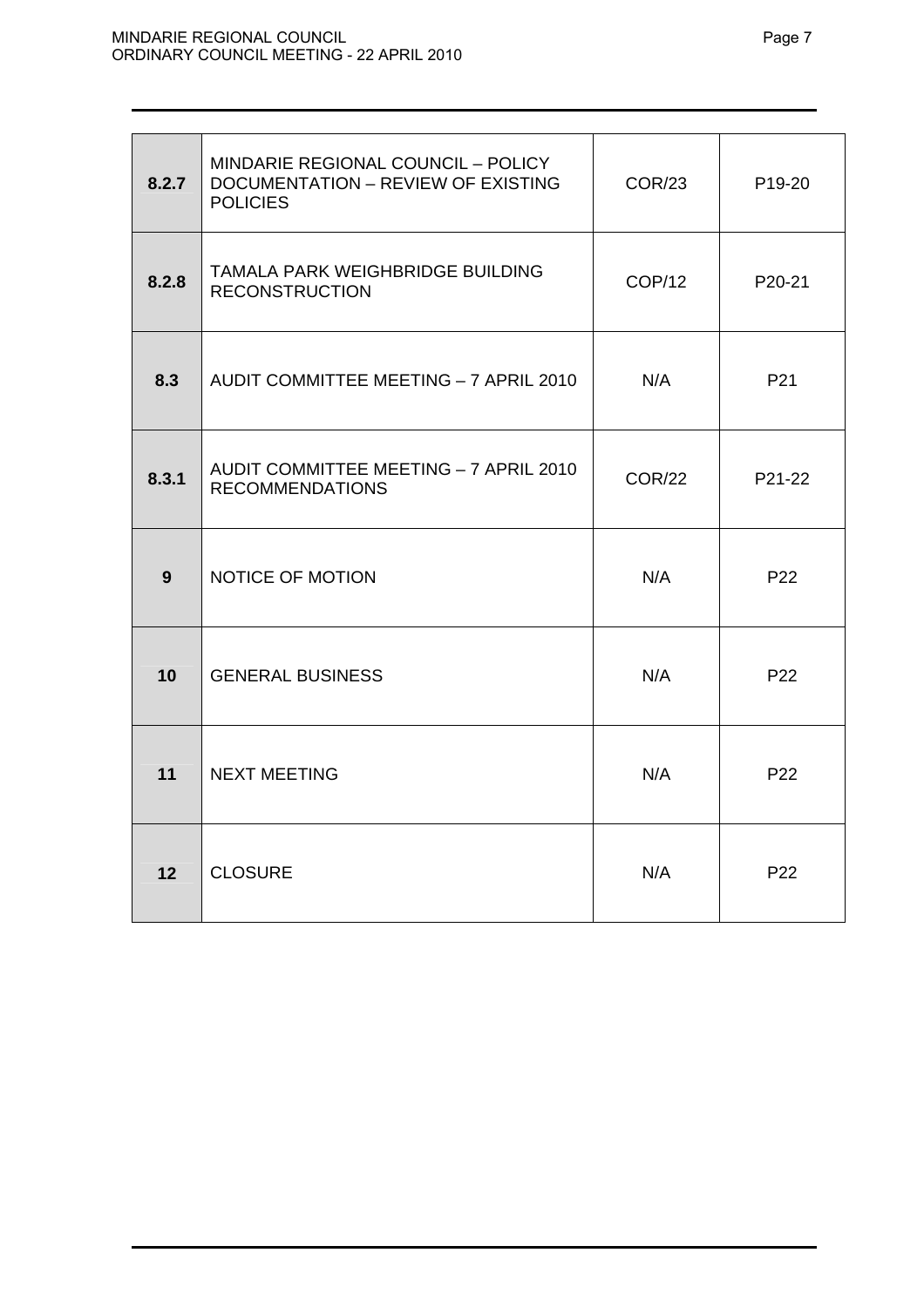| | | | |
|---|---|---|---|
| **8.2.7** | MINDARIE REGIONAL COUNCIL – POLICY DOCUMENTATION – REVIEW OF EXISTING POLICIES | COR/23 | P19-20 |
| **8.2.8** | TAMALA PARK WEIGHBRIDGE BUILDING RECONSTRUCTION | COP/12 | P20-21 |
| **8.3** | AUDIT COMMITTEE MEETING – 7 APRIL 2010 | N/A | P21 |
| **8.3.1** | AUDIT COMMITTEE MEETING – 7 APRIL 2010 RECOMMENDATIONS | COR/22 | P21-22 |
| **9** | NOTICE OF MOTION | N/A | P22 |
| **10** | GENERAL BUSINESS | N/A | P22 |
| **11** | NEXT MEETING | N/A | P22 |
| **12** | CLOSURE | N/A | P22 |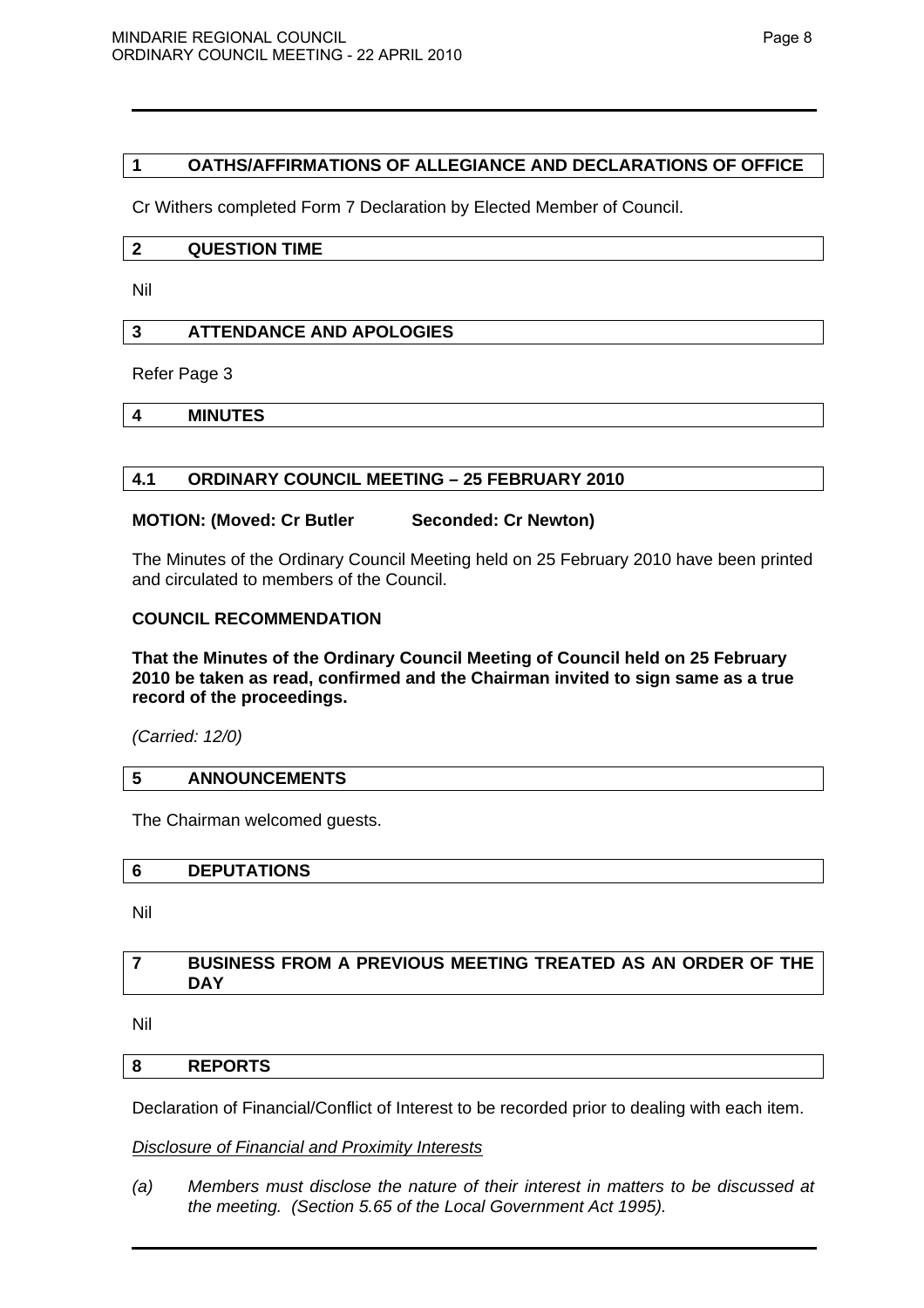## 1 OATHS/AFFIRMATIONS OF ALLEGIANCE AND DECLARATIONS OF OFFICE

Cr Withers completed Form 7 Declaration by Elected Member of Council.

## 2 QUESTION TIME

Nil

## 3 ATTENDANCE AND APOLOGIES

Refer Page 3

## 4 MINUTES

### 4.1 ORDINARY COUNCIL MEETING – 25 FEBRUARY 2010

**MOTION: (Moved: Cr Butler Seconded: Cr Newton)**

The Minutes of the Ordinary Council Meeting held on 25 February 2010 have been printed and circulated to members of the Council.

**COUNCIL RECOMMENDATION**

**That the Minutes of the Ordinary Council Meeting of Council held on 25 February 2010 be taken as read, confirmed and the Chairman invited to sign same as a true record of the proceedings.**

*(Carried: 12/0)*

## 5 ANNOUNCEMENTS

The Chairman welcomed guests.

## 6 DEPUTATIONS

Nil

## 7 BUSINESS FROM A PREVIOUS MEETING TREATED AS AN ORDER OF THE DAY

Nil

## 8 REPORTS

Declaration of Financial/Conflict of Interest to be recorded prior to dealing with each item.

*Disclosure of Financial and Proximity Interests*

*(a) Members must disclose the nature of their interest in matters to be discussed at the meeting. (Section 5.65 of the Local Government Act 1995).*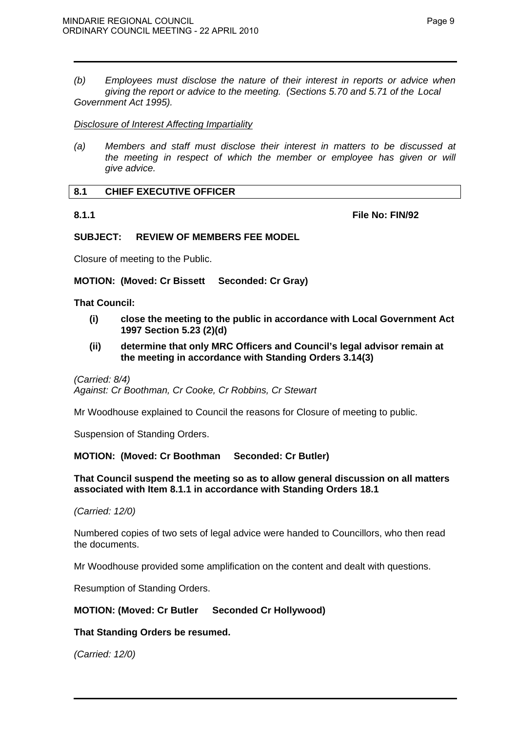*(b) Employees must disclose the nature of their interest in reports or advice when giving the report or advice to the meeting. (Sections 5.70 and 5.71 of the Local Government Act 1995).*

*Disclosure of Interest Affecting Impartiality*

*(a) Members and staff must disclose their interest in matters to be discussed at the meeting in respect of which the member or employee has given or will give advice.*

## 8.1 CHIEF EXECUTIVE OFFICER

**8.1.1** **File No: FIN/92**

**SUBJECT: REVIEW OF MEMBERS FEE MODEL**

Closure of meeting to the Public.

**MOTION: (Moved: Cr Bissett Seconded: Cr Gray)**

**That Council:**

**(i) close the meeting to the public in accordance with Local Government Act 1997 Section 5.23 (2)(d)**

**(ii) determine that only MRC Officers and Council's legal advisor remain at the meeting in accordance with Standing Orders 3.14(3)**

*(Carried: 8/4)*
*Against: Cr Boothman, Cr Cooke, Cr Robbins, Cr Stewart*

Mr Woodhouse explained to Council the reasons for Closure of meeting to public.

Suspension of Standing Orders.

**MOTION: (Moved: Cr Boothman Seconded: Cr Butler)**

**That Council suspend the meeting so as to allow general discussion on all matters associated with Item 8.1.1 in accordance with Standing Orders 18.1**

*(Carried: 12/0)*

Numbered copies of two sets of legal advice were handed to Councillors, who then read the documents.

Mr Woodhouse provided some amplification on the content and dealt with questions.

Resumption of Standing Orders.

**MOTION: (Moved: Cr Butler Seconded Cr Hollywood)**

**That Standing Orders be resumed.**

*(Carried: 12/0)*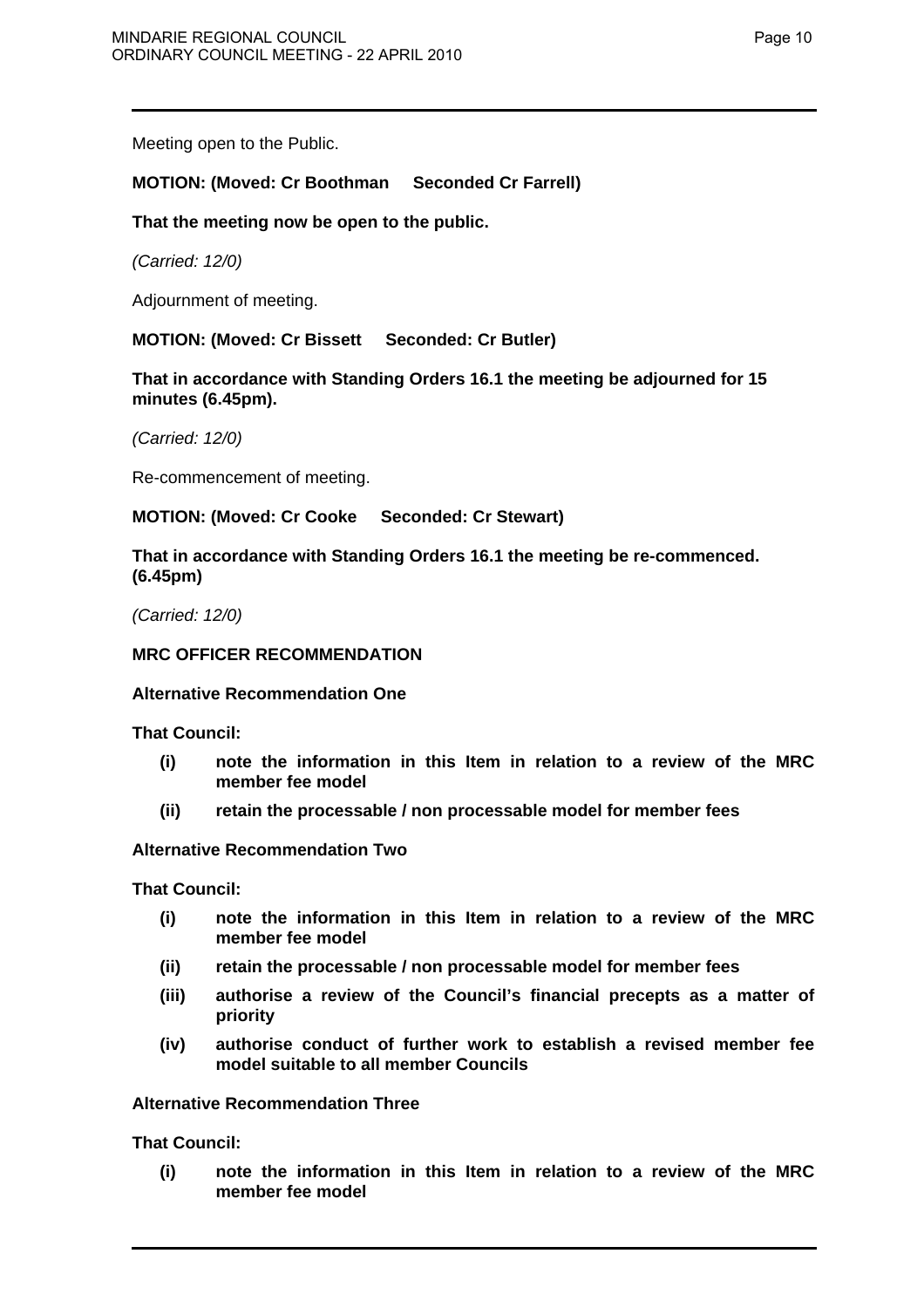Meeting open to the Public.

**MOTION: (Moved: Cr Boothman Seconded Cr Farrell)**

**That the meeting now be open to the public.**

*(Carried: 12/0)*

Adjournment of meeting.

**MOTION: (Moved: Cr Bissett Seconded: Cr Butler)**

**That in accordance with Standing Orders 16.1 the meeting be adjourned for 15 minutes (6.45pm).**

*(Carried: 12/0)*

Re-commencement of meeting.

**MOTION: (Moved: Cr Cooke Seconded: Cr Stewart)**

**That in accordance with Standing Orders 16.1 the meeting be re-commenced. (6.45pm)**

*(Carried: 12/0)*

**MRC OFFICER RECOMMENDATION**

**Alternative Recommendation One**

**That Council:**

- **(i) note the information in this Item in relation to a review of the MRC member fee model**
- **(ii) retain the processable / non processable model for member fees**

**Alternative Recommendation Two**

**That Council:**

- **(i) note the information in this Item in relation to a review of the MRC member fee model**
- **(ii) retain the processable / non processable model for member fees**
- **(iii) authorise a review of the Council's financial precepts as a matter of priority**
- **(iv) authorise conduct of further work to establish a revised member fee model suitable to all member Councils**

**Alternative Recommendation Three**

**That Council:**

- **(i) note the information in this Item in relation to a review of the MRC member fee model**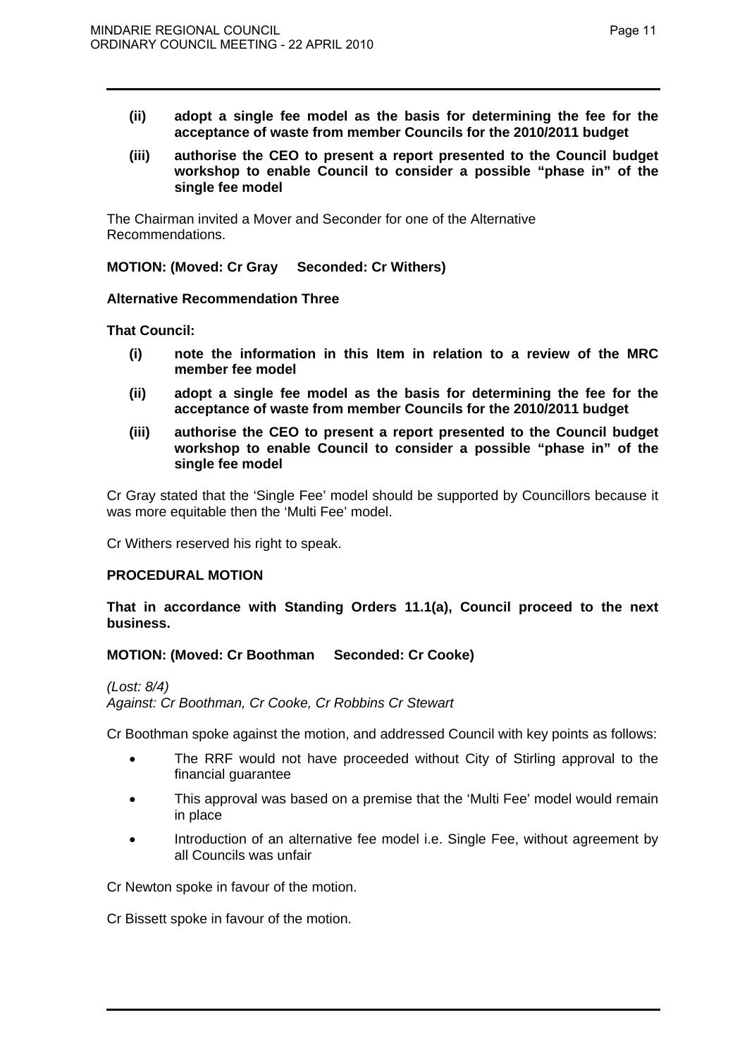**(ii) adopt a single fee model as the basis for determining the fee for the acceptance of waste from member Councils for the 2010/2011 budget**

**(iii) authorise the CEO to present a report presented to the Council budget workshop to enable Council to consider a possible "phase in" of the single fee model**

The Chairman invited a Mover and Seconder for one of the Alternative Recommendations.

**MOTION: (Moved: Cr Gray Seconded: Cr Withers)**

**Alternative Recommendation Three**

**That Council:**

**(i) note the information in this Item in relation to a review of the MRC member fee model**

**(ii) adopt a single fee model as the basis for determining the fee for the acceptance of waste from member Councils for the 2010/2011 budget**

**(iii) authorise the CEO to present a report presented to the Council budget workshop to enable Council to consider a possible "phase in" of the single fee model**

Cr Gray stated that the 'Single Fee' model should be supported by Councillors because it was more equitable then the 'Multi Fee' model.

Cr Withers reserved his right to speak.

**PROCEDURAL MOTION**

**That in accordance with Standing Orders 11.1(a), Council proceed to the next business.**

**MOTION: (Moved: Cr Boothman Seconded: Cr Cooke)**

*(Lost: 8/4)*
*Against: Cr Boothman, Cr Cooke, Cr Robbins Cr Stewart*

Cr Boothman spoke against the motion, and addressed Council with key points as follows:

- The RRF would not have proceeded without City of Stirling approval to the financial guarantee
- This approval was based on a premise that the 'Multi Fee' model would remain in place
- Introduction of an alternative fee model i.e. Single Fee, without agreement by all Councils was unfair

Cr Newton spoke in favour of the motion.

Cr Bissett spoke in favour of the motion.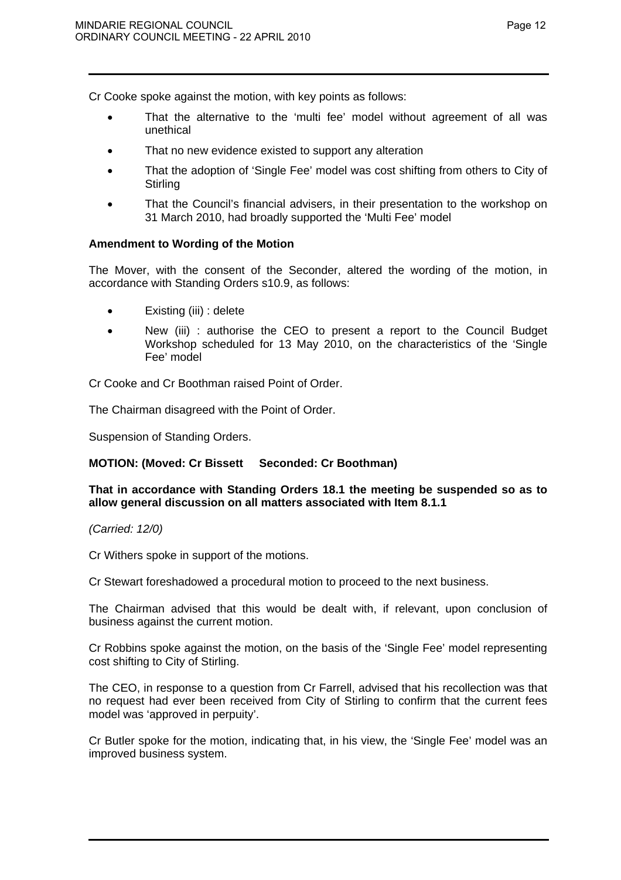Cr Cooke spoke against the motion, with key points as follows:

- That the alternative to the 'multi fee' model without agreement of all was unethical
- That no new evidence existed to support any alteration
- That the adoption of 'Single Fee' model was cost shifting from others to City of Stirling
- That the Council's financial advisers, in their presentation to the workshop on 31 March 2010, had broadly supported the 'Multi Fee' model

**Amendment to Wording of the Motion**

The Mover, with the consent of the Seconder, altered the wording of the motion, in accordance with Standing Orders s10.9, as follows:

- Existing (iii) : delete
- New (iii) : authorise the CEO to present a report to the Council Budget Workshop scheduled for 13 May 2010, on the characteristics of the 'Single Fee' model

Cr Cooke and Cr Boothman raised Point of Order.

The Chairman disagreed with the Point of Order.

Suspension of Standing Orders.

**MOTION: (Moved: Cr Bissett Seconded: Cr Boothman)**

**That in accordance with Standing Orders 18.1 the meeting be suspended so as to allow general discussion on all matters associated with Item 8.1.1**

*(Carried: 12/0)*

Cr Withers spoke in support of the motions.

Cr Stewart foreshadowed a procedural motion to proceed to the next business.

The Chairman advised that this would be dealt with, if relevant, upon conclusion of business against the current motion.

Cr Robbins spoke against the motion, on the basis of the 'Single Fee' model representing cost shifting to City of Stirling.

The CEO, in response to a question from Cr Farrell, advised that his recollection was that no request had ever been received from City of Stirling to confirm that the current fees model was 'approved in perpuity'.

Cr Butler spoke for the motion, indicating that, in his view, the 'Single Fee' model was an improved business system.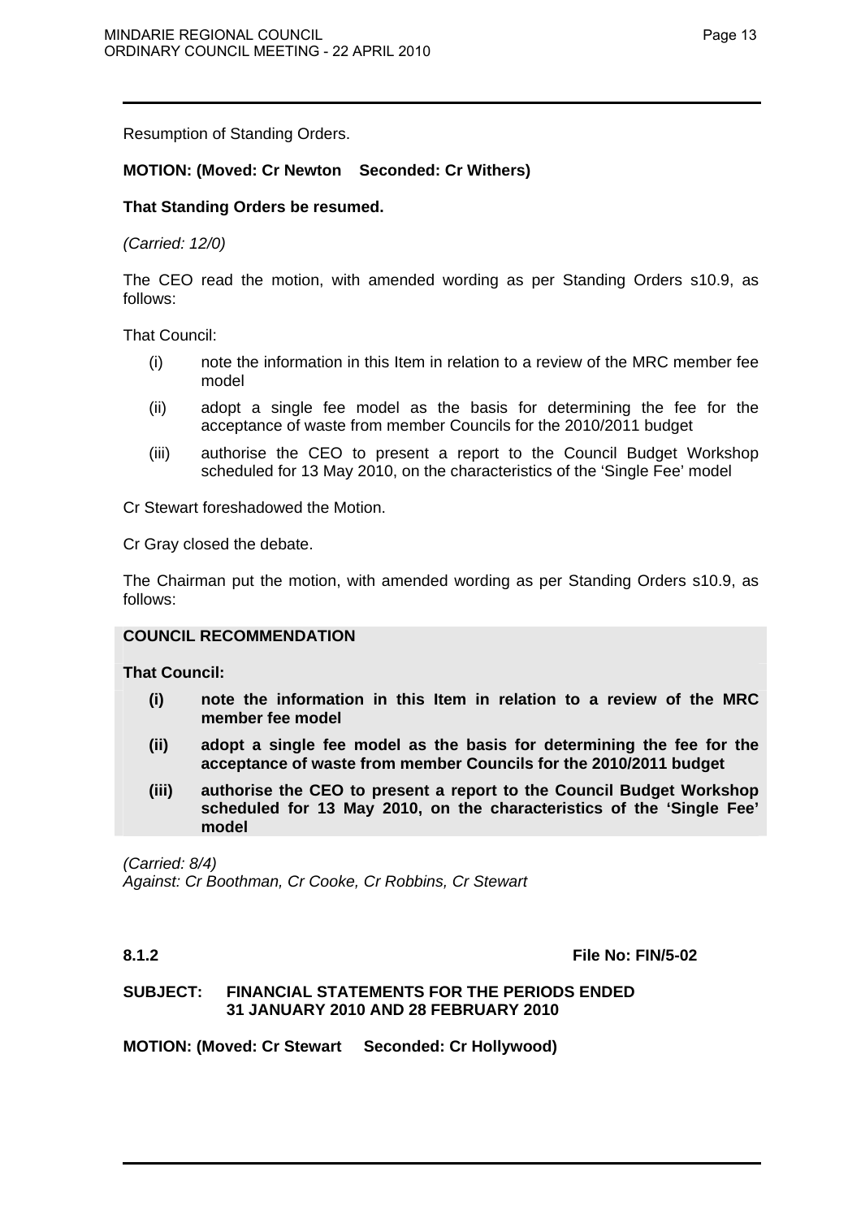Resumption of Standing Orders.

**MOTION: (Moved: Cr Newton    Seconded: Cr Withers)**

**That Standing Orders be resumed.**

*(Carried: 12/0)*

The CEO read the motion, with amended wording as per Standing Orders s10.9, as follows:

That Council:

- (i) note the information in this Item in relation to a review of the MRC member fee model
- (ii) adopt a single fee model as the basis for determining the fee for the acceptance of waste from member Councils for the 2010/2011 budget
- (iii) authorise the CEO to present a report to the Council Budget Workshop scheduled for 13 May 2010, on the characteristics of the 'Single Fee' model

Cr Stewart foreshadowed the Motion.

Cr Gray closed the debate.

The Chairman put the motion, with amended wording as per Standing Orders s10.9, as follows:

**COUNCIL RECOMMENDATION**

**That Council:**

- **(i) note the information in this Item in relation to a review of the MRC member fee model**
- **(ii) adopt a single fee model as the basis for determining the fee for the acceptance of waste from member Councils for the 2010/2011 budget**
- **(iii) authorise the CEO to present a report to the Council Budget Workshop scheduled for 13 May 2010, on the characteristics of the 'Single Fee' model**

*(Carried: 8/4)*
*Against: Cr Boothman, Cr Cooke, Cr Robbins, Cr Stewart*

**8.1.2** **File No: FIN/5-02**

**SUBJECT: FINANCIAL STATEMENTS FOR THE PERIODS ENDED 31 JANUARY 2010 AND 28 FEBRUARY 2010**

**MOTION: (Moved: Cr Stewart     Seconded: Cr Hollywood)**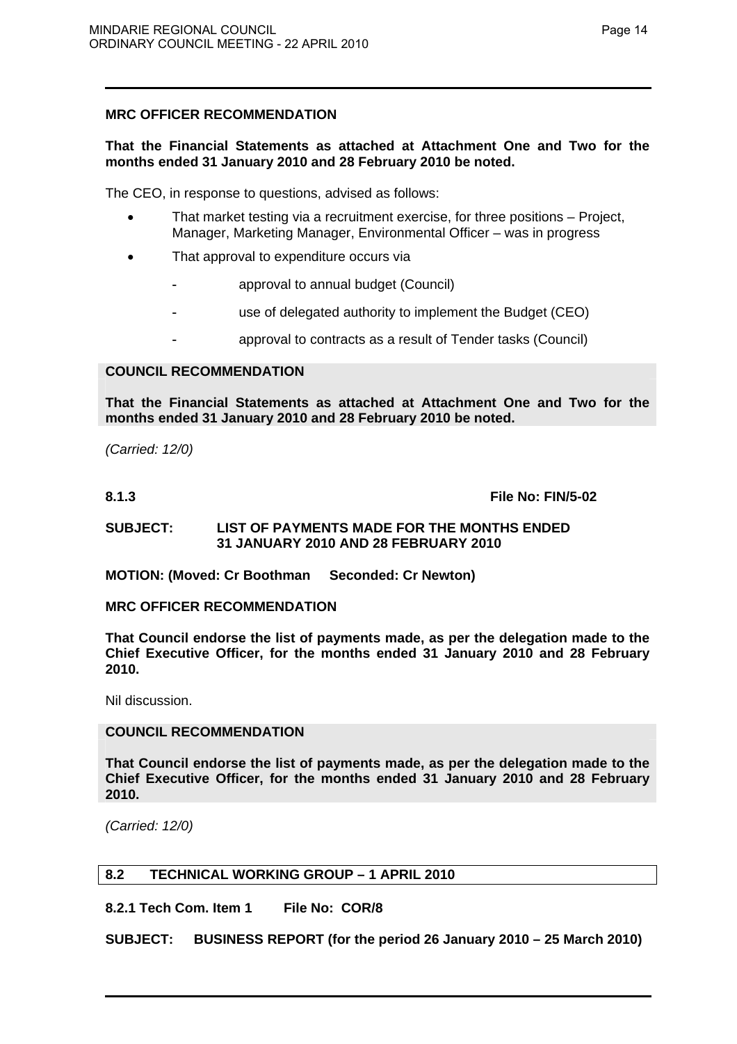**MRC OFFICER RECOMMENDATION**

**That the Financial Statements as attached at Attachment One and Two for the months ended 31 January 2010 and 28 February 2010 be noted.**

The CEO, in response to questions, advised as follows:

- That market testing via a recruitment exercise, for three positions – Project, Manager, Marketing Manager, Environmental Officer – was in progress
- That approval to expenditure occurs via
  - approval to annual budget (Council)
  - use of delegated authority to implement the Budget (CEO)
  - approval to contracts as a result of Tender tasks (Council)

**COUNCIL RECOMMENDATION**

**That the Financial Statements as attached at Attachment One and Two for the months ended 31 January 2010 and 28 February 2010 be noted.**

*(Carried: 12/0)*

**8.1.3 File No: FIN/5-02**

**SUBJECT: LIST OF PAYMENTS MADE FOR THE MONTHS ENDED 31 JANUARY 2010 AND 28 FEBRUARY 2010**

**MOTION: (Moved: Cr Boothman Seconded: Cr Newton)**

**MRC OFFICER RECOMMENDATION**

**That Council endorse the list of payments made, as per the delegation made to the Chief Executive Officer, for the months ended 31 January 2010 and 28 February 2010.**

Nil discussion.

**COUNCIL RECOMMENDATION**

**That Council endorse the list of payments made, as per the delegation made to the Chief Executive Officer, for the months ended 31 January 2010 and 28 February 2010.**

*(Carried: 12/0)*

## 8.2 TECHNICAL WORKING GROUP – 1 APRIL 2010

**8.2.1 Tech Com. Item 1 File No: COR/8**

**SUBJECT: BUSINESS REPORT (for the period 26 January 2010 – 25 March 2010)**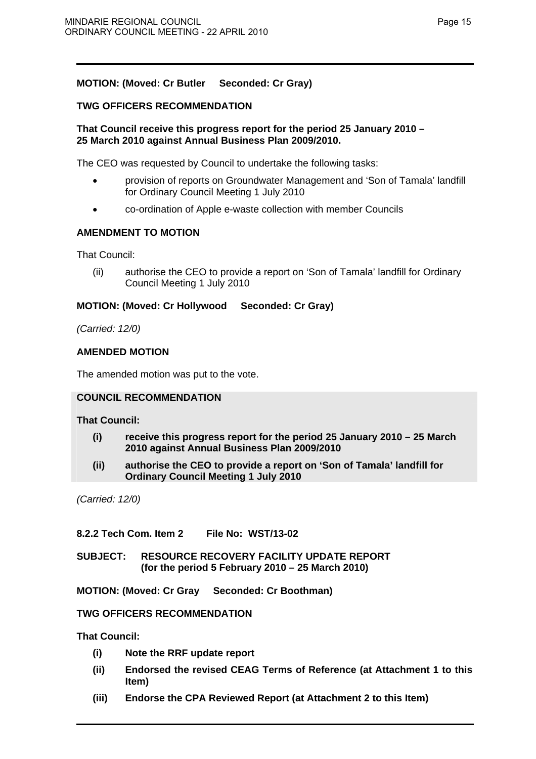**MOTION: (Moved: Cr Butler Seconded: Cr Gray)**

**TWG OFFICERS RECOMMENDATION**

**That Council receive this progress report for the period 25 January 2010 – 25 March 2010 against Annual Business Plan 2009/2010.**

The CEO was requested by Council to undertake the following tasks:

- provision of reports on Groundwater Management and 'Son of Tamala' landfill for Ordinary Council Meeting 1 July 2010
- co-ordination of Apple e-waste collection with member Councils

**AMENDMENT TO MOTION**

That Council:

(ii) authorise the CEO to provide a report on 'Son of Tamala' landfill for Ordinary Council Meeting 1 July 2010

**MOTION: (Moved: Cr Hollywood Seconded: Cr Gray)**

*(Carried: 12/0)*

**AMENDED MOTION**

The amended motion was put to the vote.

**COUNCIL RECOMMENDATION**

**That Council:**

**(i) receive this progress report for the period 25 January 2010 – 25 March 2010 against Annual Business Plan 2009/2010**

**(ii) authorise the CEO to provide a report on 'Son of Tamala' landfill for Ordinary Council Meeting 1 July 2010**

*(Carried: 12/0)*

**8.2.2 Tech Com. Item 2 File No: WST/13-02**

**SUBJECT: RESOURCE RECOVERY FACILITY UPDATE REPORT (for the period 5 February 2010 – 25 March 2010)**

**MOTION: (Moved: Cr Gray Seconded: Cr Boothman)**

**TWG OFFICERS RECOMMENDATION**

**That Council:**

**(i) Note the RRF update report**

**(ii) Endorsed the revised CEAG Terms of Reference (at Attachment 1 to this Item)**

**(iii) Endorse the CPA Reviewed Report (at Attachment 2 to this Item)**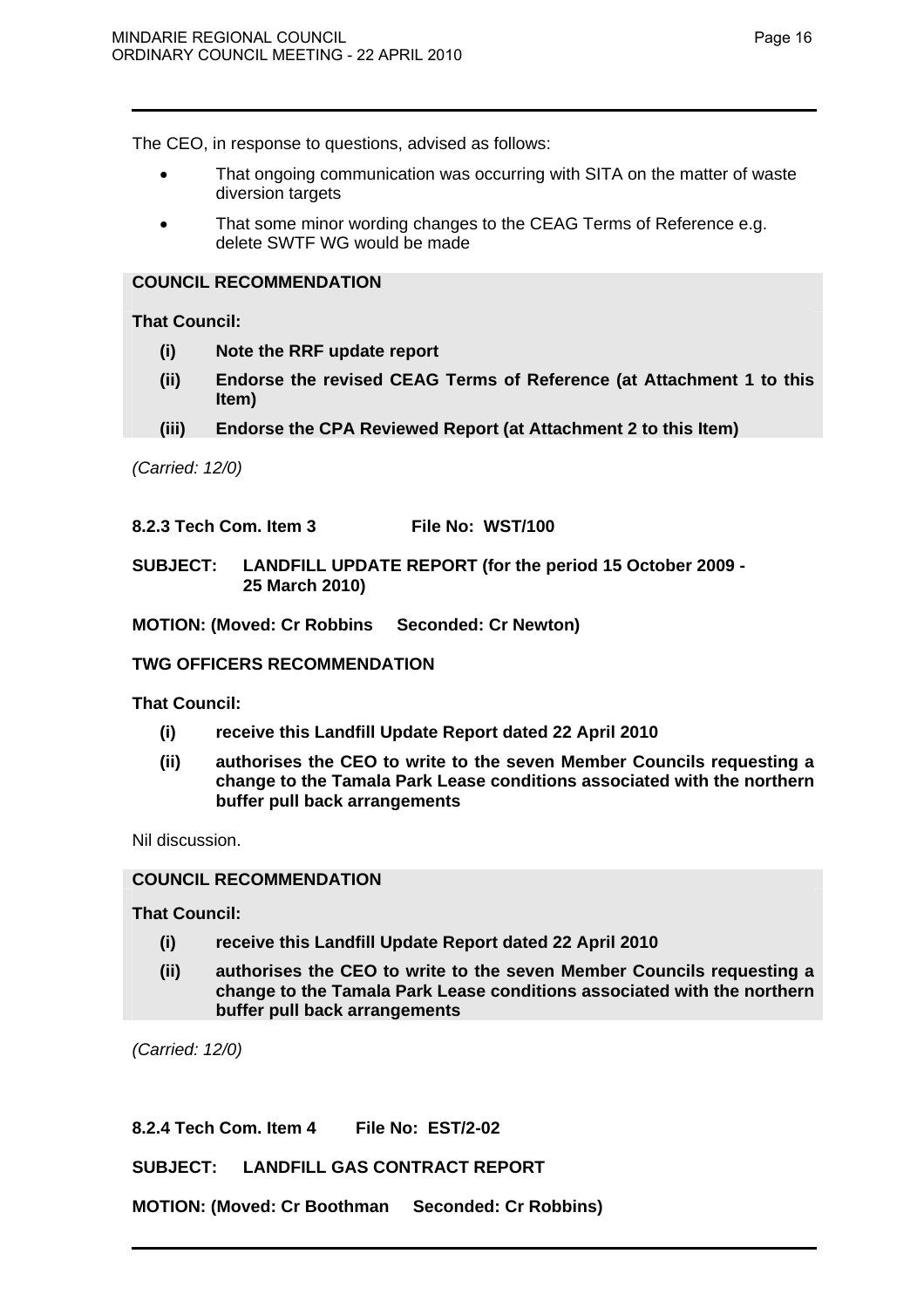The CEO, in response to questions, advised as follows:

- That ongoing communication was occurring with SITA on the matter of waste diversion targets
- That some minor wording changes to the CEAG Terms of Reference e.g. delete SWTF WG would be made

**COUNCIL RECOMMENDATION**

**That Council:**

**(i) Note the RRF update report**

**(ii) Endorse the revised CEAG Terms of Reference (at Attachment 1 to this Item)**

**(iii) Endorse the CPA Reviewed Report (at Attachment 2 to this Item)**

*(Carried: 12/0)*

**8.2.3 Tech Com. Item 3 File No: WST/100**

**SUBJECT: LANDFILL UPDATE REPORT (for the period 15 October 2009 - 25 March 2010)**

**MOTION: (Moved: Cr Robbins Seconded: Cr Newton)**

**TWG OFFICERS RECOMMENDATION**

**That Council:**

**(i) receive this Landfill Update Report dated 22 April 2010**

**(ii) authorises the CEO to write to the seven Member Councils requesting a change to the Tamala Park Lease conditions associated with the northern buffer pull back arrangements**

Nil discussion.

**COUNCIL RECOMMENDATION**

**That Council:**

**(i) receive this Landfill Update Report dated 22 April 2010**

**(ii) authorises the CEO to write to the seven Member Councils requesting a change to the Tamala Park Lease conditions associated with the northern buffer pull back arrangements**

*(Carried: 12/0)*

**8.2.4 Tech Com. Item 4 File No: EST/2-02**

**SUBJECT: LANDFILL GAS CONTRACT REPORT**

**MOTION: (Moved: Cr Boothman Seconded: Cr Robbins)**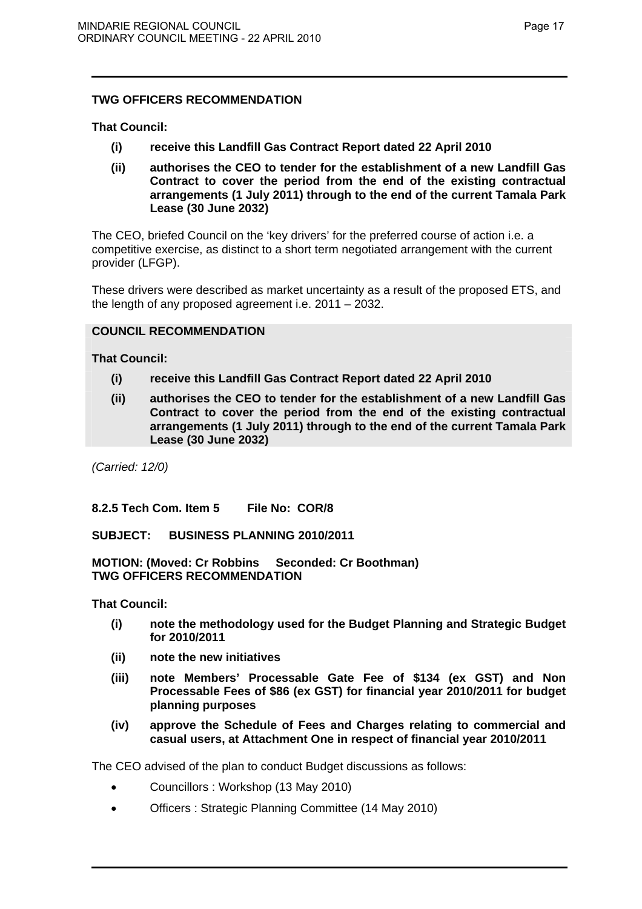**TWG OFFICERS RECOMMENDATION**

**That Council:**

- **(i) receive this Landfill Gas Contract Report dated 22 April 2010**
- **(ii) authorises the CEO to tender for the establishment of a new Landfill Gas Contract to cover the period from the end of the existing contractual arrangements (1 July 2011) through to the end of the current Tamala Park Lease (30 June 2032)**

The CEO, briefed Council on the 'key drivers' for the preferred course of action i.e. a competitive exercise, as distinct to a short term negotiated arrangement with the current provider (LFGP).

These drivers were described as market uncertainty as a result of the proposed ETS, and the length of any proposed agreement i.e. 2011 – 2032.

**COUNCIL RECOMMENDATION**

**That Council:**

- **(i) receive this Landfill Gas Contract Report dated 22 April 2010**
- **(ii) authorises the CEO to tender for the establishment of a new Landfill Gas Contract to cover the period from the end of the existing contractual arrangements (1 July 2011) through to the end of the current Tamala Park Lease (30 June 2032)**

*(Carried: 12/0)*

**8.2.5 Tech Com. Item 5 File No: COR/8**

**SUBJECT: BUSINESS PLANNING 2010/2011**

**MOTION: (Moved: Cr Robbins Seconded: Cr Boothman)**
**TWG OFFICERS RECOMMENDATION**

**That Council:**

- **(i) note the methodology used for the Budget Planning and Strategic Budget for 2010/2011**
- **(ii) note the new initiatives**
- **(iii) note Members' Processable Gate Fee of $134 (ex GST) and Non Processable Fees of $86 (ex GST) for financial year 2010/2011 for budget planning purposes**
- **(iv) approve the Schedule of Fees and Charges relating to commercial and casual users, at Attachment One in respect of financial year 2010/2011**

The CEO advised of the plan to conduct Budget discussions as follows:

- Councillors : Workshop (13 May 2010)
- Officers : Strategic Planning Committee (14 May 2010)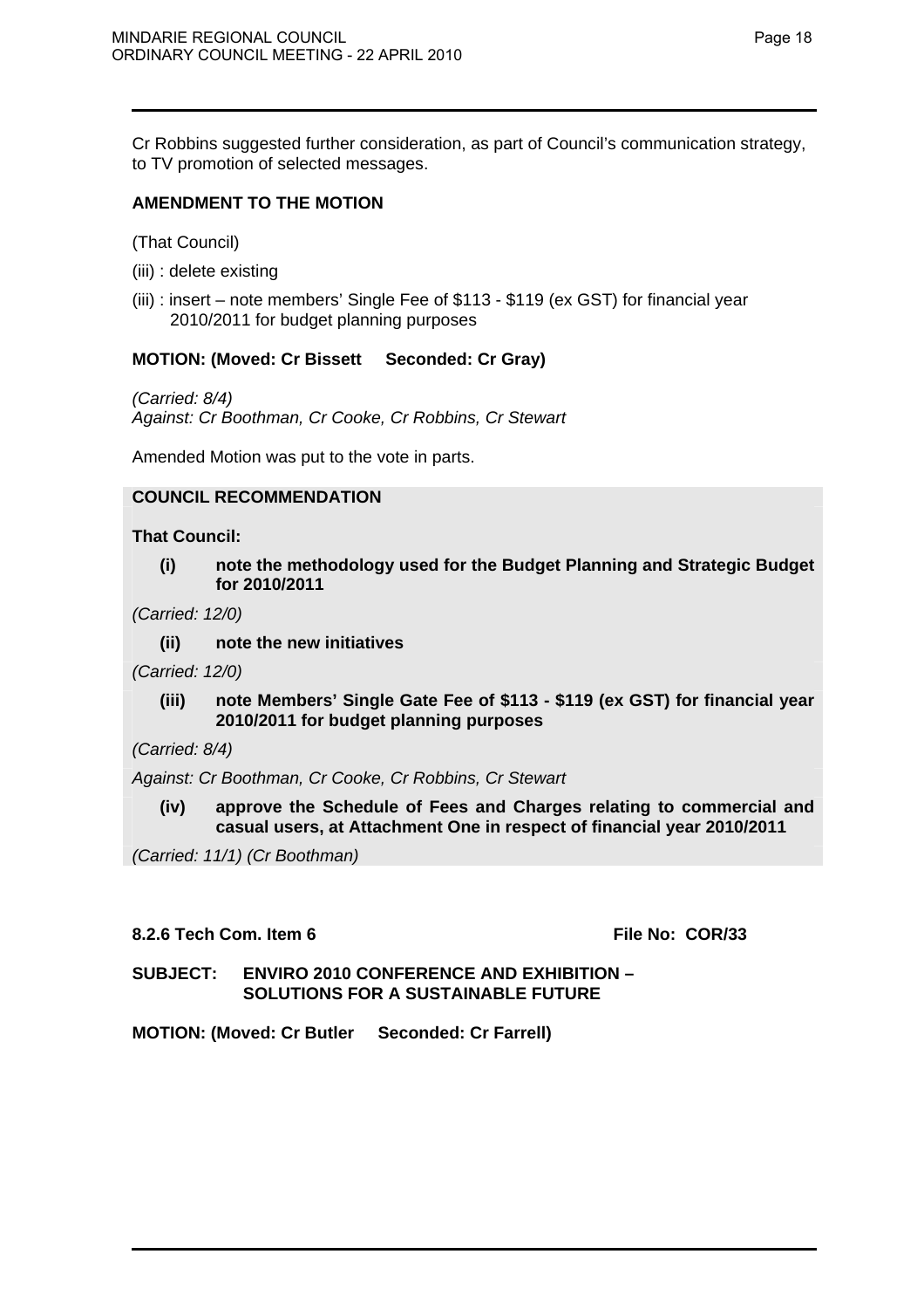Cr Robbins suggested further consideration, as part of Council's communication strategy, to TV promotion of selected messages.

**AMENDMENT TO THE MOTION**

(That Council)

(iii) : delete existing

(iii) : insert – note members' Single Fee of $113 - $119 (ex GST) for financial year 2010/2011 for budget planning purposes

**MOTION: (Moved: Cr Bissett Seconded: Cr Gray)**

*(Carried: 8/4)*
*Against: Cr Boothman, Cr Cooke, Cr Robbins, Cr Stewart*

Amended Motion was put to the vote in parts.

**COUNCIL RECOMMENDATION**

**That Council:**

**(i) note the methodology used for the Budget Planning and Strategic Budget for 2010/2011**

*(Carried: 12/0)*

**(ii) note the new initiatives**

*(Carried: 12/0)*

**(iii) note Members' Single Gate Fee of $113 - $119 (ex GST) for financial year 2010/2011 for budget planning purposes**

*(Carried: 8/4)*

*Against: Cr Boothman, Cr Cooke, Cr Robbins, Cr Stewart*

**(iv) approve the Schedule of Fees and Charges relating to commercial and casual users, at Attachment One in respect of financial year 2010/2011**

*(Carried: 11/1) (Cr Boothman)*

**8.2.6 Tech Com. Item 6** **File No: COR/33**

**SUBJECT: ENVIRO 2010 CONFERENCE AND EXHIBITION – SOLUTIONS FOR A SUSTAINABLE FUTURE**

**MOTION: (Moved: Cr Butler Seconded: Cr Farrell)**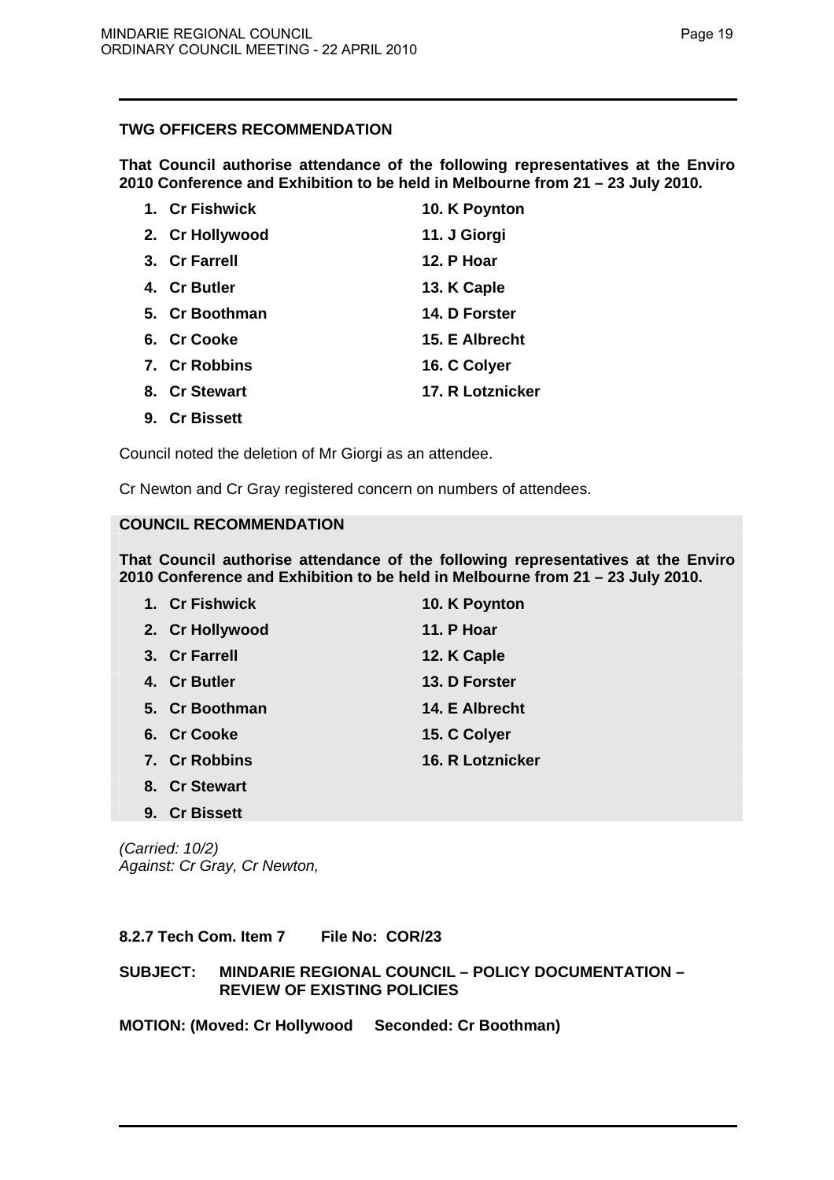**TWG OFFICERS RECOMMENDATION**

**That Council authorise attendance of the following representatives at the Enviro 2010 Conference and Exhibition to be held in Melbourne from 21 – 23 July 2010.**

1. **Cr Fishwick**
2. **Cr Hollywood**
3. **Cr Farrell**
4. **Cr Butler**
5. **Cr Boothman**
6. **Cr Cooke**
7. **Cr Robbins**
8. **Cr Stewart**
9. **Cr Bissett**
10. **K Poynton**
11. **J Giorgi**
12. **P Hoar**
13. **K Caple**
14. **D Forster**
15. **E Albrecht**
16. **C Colyer**
17. **R Lotznicker**

Council noted the deletion of Mr Giorgi as an attendee.

Cr Newton and Cr Gray registered concern on numbers of attendees.

**COUNCIL RECOMMENDATION**

**That Council authorise attendance of the following representatives at the Enviro 2010 Conference and Exhibition to be held in Melbourne from 21 – 23 July 2010.**

1. **Cr Fishwick**
2. **Cr Hollywood**
3. **Cr Farrell**
4. **Cr Butler**
5. **Cr Boothman**
6. **Cr Cooke**
7. **Cr Robbins**
8. **Cr Stewart**
9. **Cr Bissett**
10. **K Poynton**
11. **P Hoar**
12. **K Caple**
13. **D Forster**
14. **E Albrecht**
15. **C Colyer**
16. **R Lotznicker**

*(Carried: 10/2)*
*Against: Cr Gray, Cr Newton,*

**8.2.7 Tech Com. Item 7 File No: COR/23**

**SUBJECT: MINDARIE REGIONAL COUNCIL – POLICY DOCUMENTATION – REVIEW OF EXISTING POLICIES**

**MOTION: (Moved: Cr Hollywood Seconded: Cr Boothman)**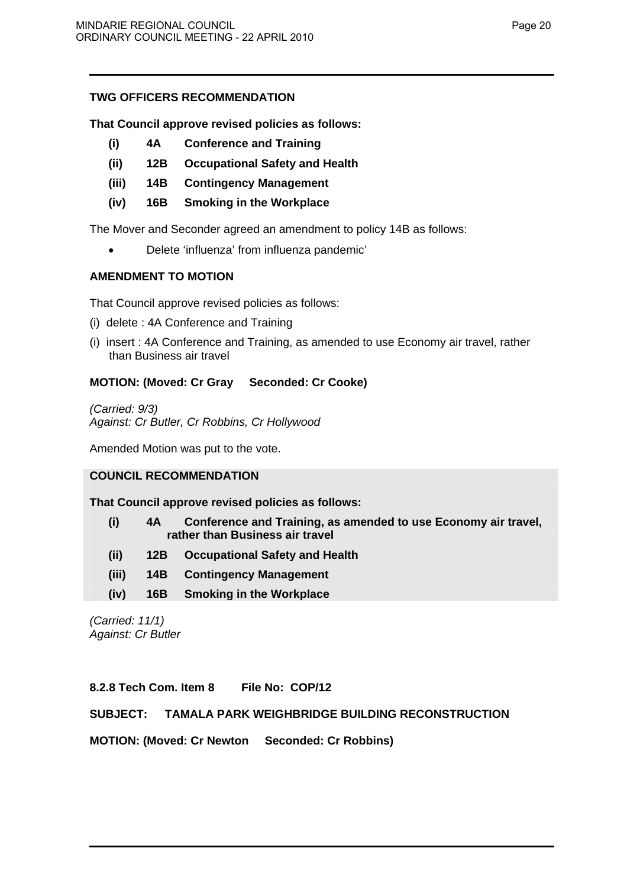**TWG OFFICERS RECOMMENDATION**

**That Council approve revised policies as follows:**

- **(i) 4A Conference and Training**
- **(ii) 12B Occupational Safety and Health**
- **(iii) 14B Contingency Management**
- **(iv) 16B Smoking in the Workplace**

The Mover and Seconder agreed an amendment to policy 14B as follows:

- Delete 'influenza' from influenza pandemic'

**AMENDMENT TO MOTION**

That Council approve revised policies as follows:

(i) delete : 4A Conference and Training

(i) insert : 4A Conference and Training, as amended to use Economy air travel, rather than Business air travel

**MOTION: (Moved: Cr Gray Seconded: Cr Cooke)**

*(Carried: 9/3)*
*Against: Cr Butler, Cr Robbins, Cr Hollywood*

Amended Motion was put to the vote.

**COUNCIL RECOMMENDATION**

**That Council approve revised policies as follows:**

- **(i) 4A Conference and Training, as amended to use Economy air travel, rather than Business air travel**
- **(ii) 12B Occupational Safety and Health**
- **(iii) 14B Contingency Management**
- **(iv) 16B Smoking in the Workplace**

*(Carried: 11/1)*
*Against: Cr Butler*

**8.2.8 Tech Com. Item 8 File No: COP/12**

**SUBJECT: TAMALA PARK WEIGHBRIDGE BUILDING RECONSTRUCTION**

**MOTION: (Moved: Cr Newton Seconded: Cr Robbins)**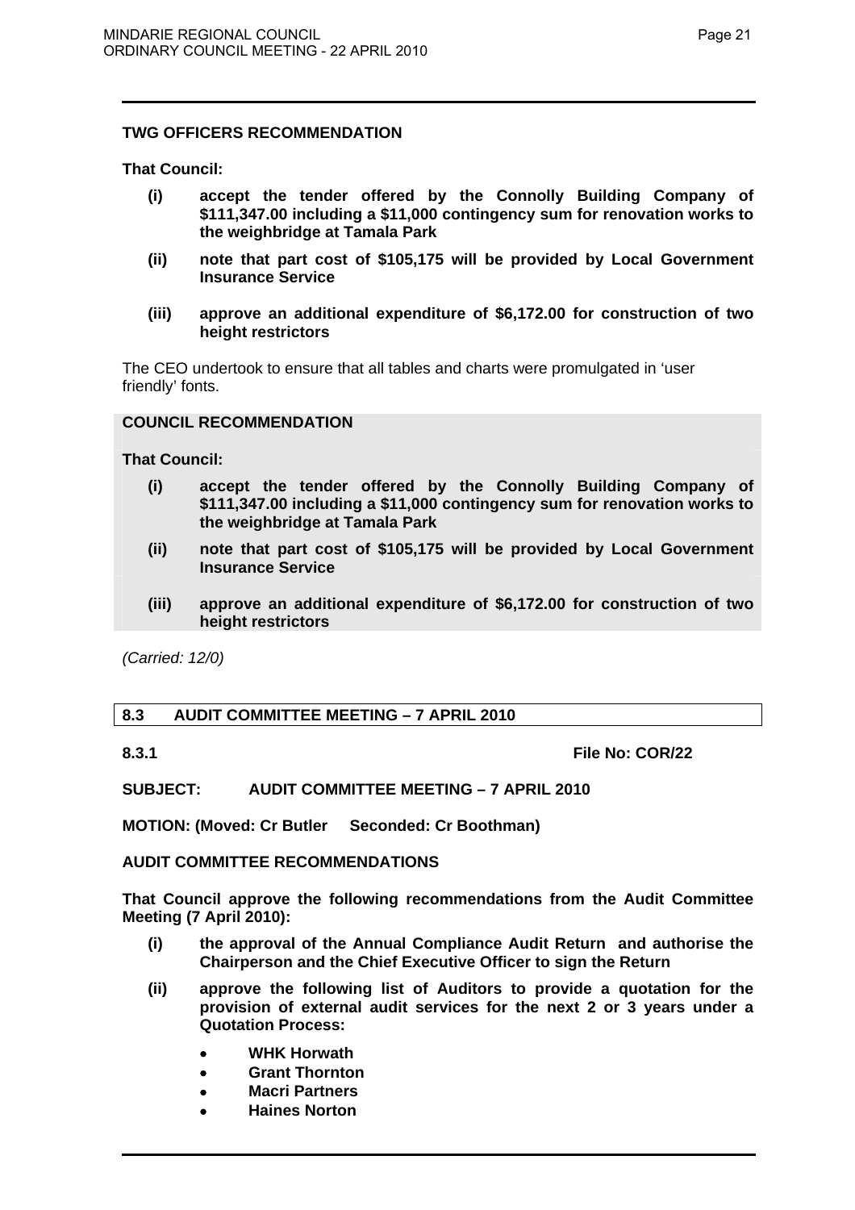**TWG OFFICERS RECOMMENDATION**

**That Council:**

- **(i) accept the tender offered by the Connolly Building Company of $111,347.00 including a $11,000 contingency sum for renovation works to the weighbridge at Tamala Park**
- **(ii) note that part cost of $105,175 will be provided by Local Government Insurance Service**
- **(iii) approve an additional expenditure of $6,172.00 for construction of two height restrictors**

The CEO undertook to ensure that all tables and charts were promulgated in 'user friendly' fonts.

**COUNCIL RECOMMENDATION**

**That Council:**

- **(i) accept the tender offered by the Connolly Building Company of $111,347.00 including a $11,000 contingency sum for renovation works to the weighbridge at Tamala Park**
- **(ii) note that part cost of $105,175 will be provided by Local Government Insurance Service**
- **(iii) approve an additional expenditure of $6,172.00 for construction of two height restrictors**

*(Carried: 12/0)*

## 8.3 AUDIT COMMITTEE MEETING – 7 APRIL 2010

**8.3.1** **File No: COR/22**

**SUBJECT: AUDIT COMMITTEE MEETING – 7 APRIL 2010**

**MOTION: (Moved: Cr Butler Seconded: Cr Boothman)**

**AUDIT COMMITTEE RECOMMENDATIONS**

**That Council approve the following recommendations from the Audit Committee Meeting (7 April 2010):**

- **(i) the approval of the Annual Compliance Audit Return and authorise the Chairperson and the Chief Executive Officer to sign the Return**
- **(ii) approve the following list of Auditors to provide a quotation for the provision of external audit services for the next 2 or 3 years under a Quotation Process:**
  - **WHK Horwath**
  - **Grant Thornton**
  - **Macri Partners**
  - **Haines Norton**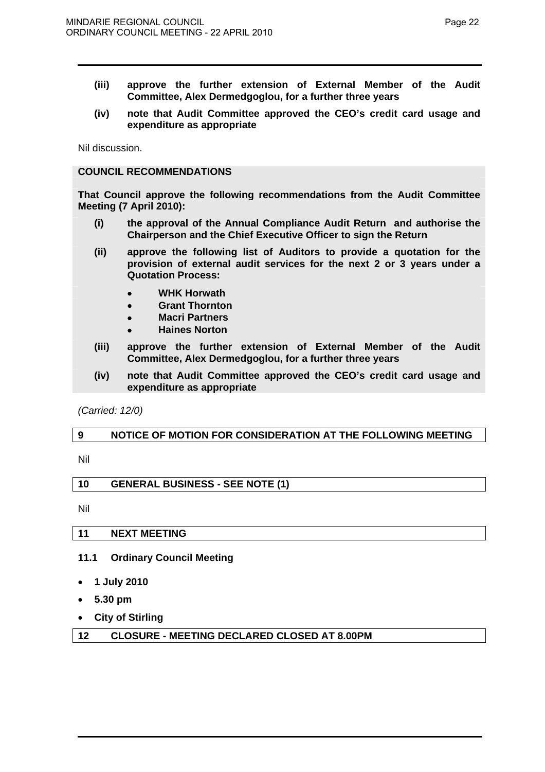**(iii) approve the further extension of External Member of the Audit Committee, Alex Dermedgoglou, for a further three years**

**(iv) note that Audit Committee approved the CEO's credit card usage and expenditure as appropriate**

Nil discussion.

**COUNCIL RECOMMENDATIONS**

**That Council approve the following recommendations from the Audit Committee Meeting (7 April 2010):**

**(i) the approval of the Annual Compliance Audit Return and authorise the Chairperson and the Chief Executive Officer to sign the Return**

**(ii) approve the following list of Auditors to provide a quotation for the provision of external audit services for the next 2 or 3 years under a Quotation Process:**

- **WHK Horwath**
- **Grant Thornton**
- **Macri Partners**
- **Haines Norton**

**(iii) approve the further extension of External Member of the Audit Committee, Alex Dermedgoglou, for a further three years**

**(iv) note that Audit Committee approved the CEO's credit card usage and expenditure as appropriate**

*(Carried: 12/0)*

## 9 NOTICE OF MOTION FOR CONSIDERATION AT THE FOLLOWING MEETING

Nil

## 10 GENERAL BUSINESS - SEE NOTE (1)

Nil

## 11 NEXT MEETING

### 11.1 Ordinary Council Meeting

- **1 July 2010**
- **5.30 pm**
- **City of Stirling**

## 12 CLOSURE - MEETING DECLARED CLOSED AT 8.00PM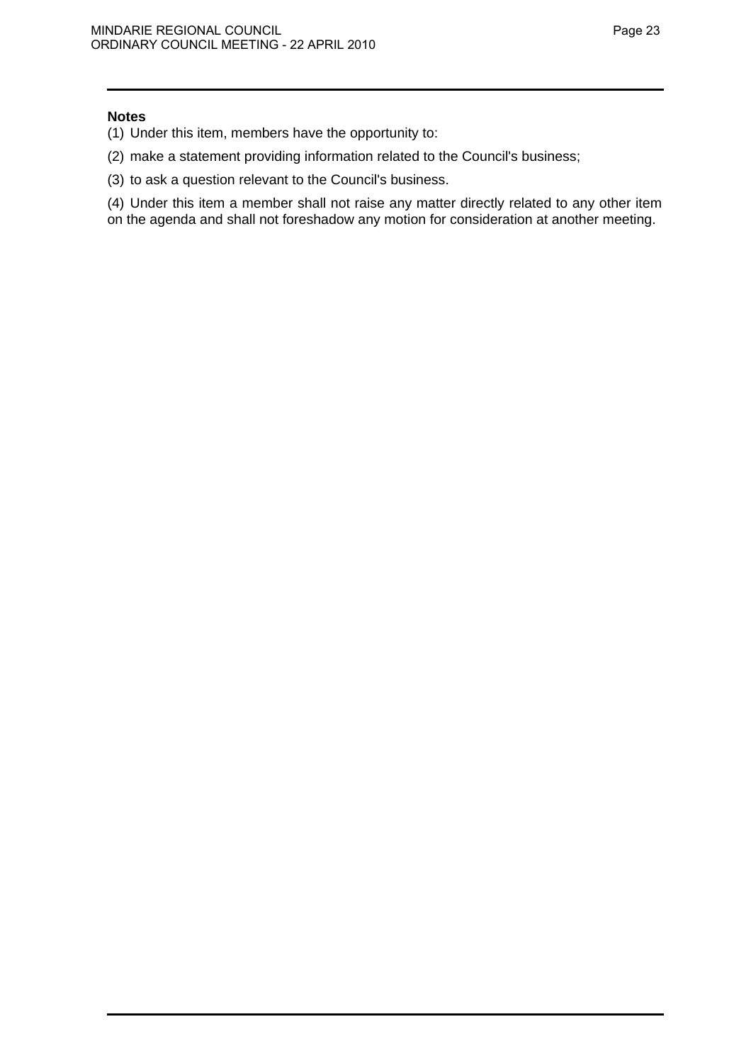**Notes**

(1) Under this item, members have the opportunity to:

(2) make a statement providing information related to the Council's business;

(3) to ask a question relevant to the Council's business.

(4) Under this item a member shall not raise any matter directly related to any other item on the agenda and shall not foreshadow any motion for consideration at another meeting.